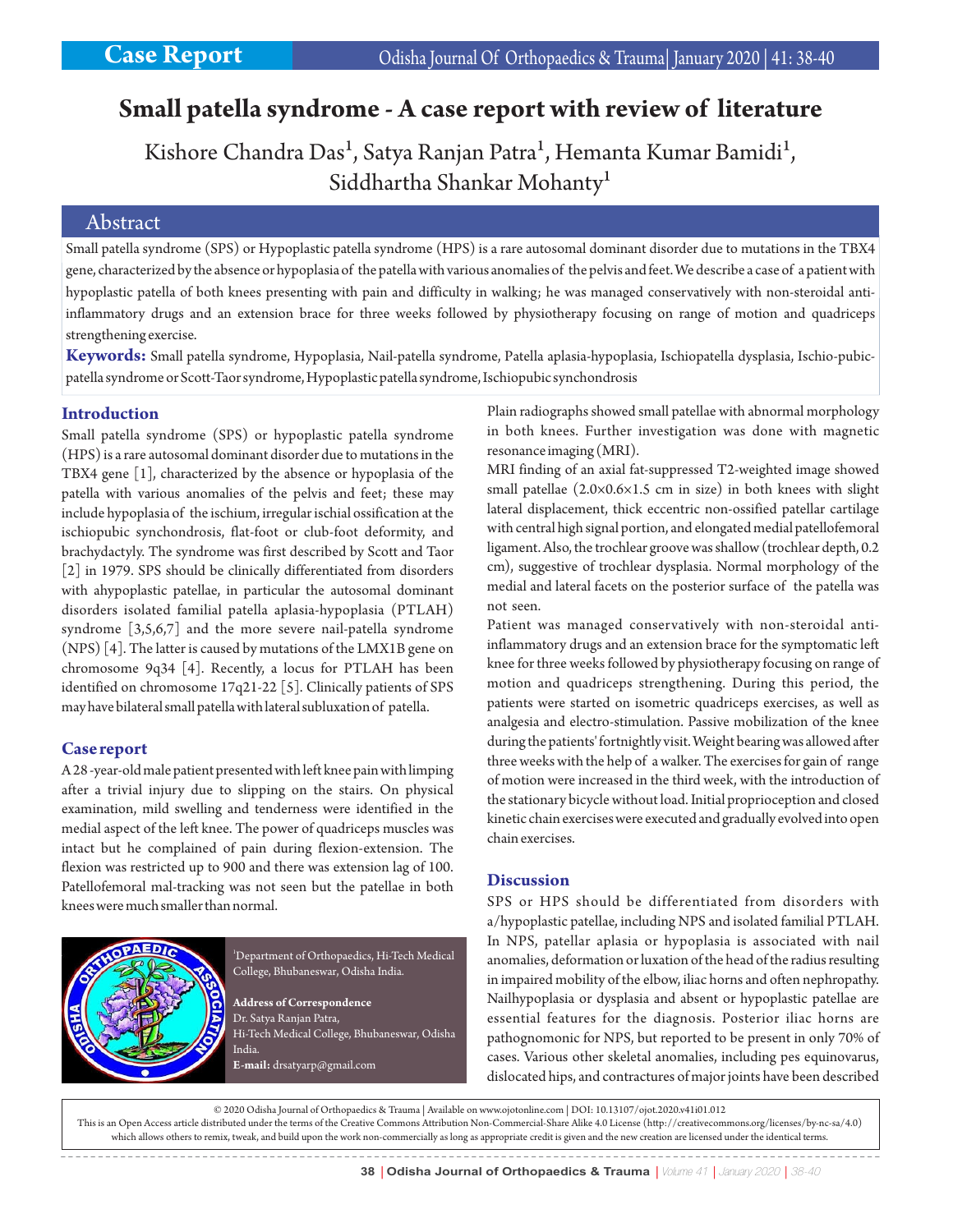# Small patella syndrome - A case report with review of literature

Kishore Chandra Das[1], Satya Ranjan Patra[1], Hemanta Kumar Bamidi[1], Siddhartha Shankar Mohanty[1]

## Abstract

Small patella syndrome (SPS) or Hypoplastic patella syndrome (HPS) is a rare autosomal dominant disorder due to mutations in the TBX4 gene, characterized by the absence or hypoplasia of the patella with various anomalies of the pelvis and feet. We describe a case of a patient with hypoplastic patella of both knees presenting with pain and difficulty in walking; he was managed conservatively with non-steroidal anti-inflammatory drugs and an extension brace for three weeks followed by physiotherapy focusing on range of motion and quadriceps strengthening exercise.

**Keywords:** Small patella syndrome, Hypoplasia, Nail-patella syndrome, Patella aplasia-hypoplasia, Ischiopatella dysplasia, Ischio-pubic-patella syndrome or Scott-Taor syndrome, Hypoplastic patella syndrome, Ischiopubic synchondrosis

## Introduction

Small patella syndrome (SPS) or hypoplastic patella syndrome (HPS) is a rare autosomal dominant disorder due to mutations in the TBX4 gene [1], characterized by the absence or hypoplasia of the patella with various anomalies of the pelvis and feet; these may include hypoplasia of the ischium, irregular ischial ossification at the ischiopubic synchondrosis, flat-foot or club-foot deformity, and brachydactyly. The syndrome was first described by Scott and Taor [2] in 1979. SPS should be clinically differentiated from disorders with ahypoplastic patellae, in particular the autosomal dominant disorders isolated familial patella aplasia-hypoplasia (PTLAH) syndrome [3,5,6,7] and the more severe nail-patella syndrome (NPS) [4]. The latter is caused by mutations of the LMX1B gene on chromosome 9q34 [4]. Recently, a locus for PTLAH has been identified on chromosome 17q21-22 [5]. Clinically patients of SPS may have bilateral small patella with lateral subluxation of patella.

## Case report

A 28 -year-old male patient presented with left knee pain with limping after a trivial injury due to slipping on the stairs. On physical examination, mild swelling and tenderness were identified in the medial aspect of the left knee. The power of quadriceps muscles was intact but he complained of pain during flexion-extension. The flexion was restricted up to 900 and there was extension lag of 100. Patellofemoral mal-tracking was not seen but the patellae in both knees were much smaller than normal.

Plain radiographs showed small patellae with abnormal morphology in both knees. Further investigation was done with magnetic resonance imaging (MRI).

MRI finding of an axial fat-suppressed T2-weighted image showed small patellae (2.0×0.6×1.5 cm in size) in both knees with slight lateral displacement, thick eccentric non-ossified patellar cartilage with central high signal portion, and elongated medial patellofemoral ligament. Also, the trochlear groove was shallow (trochlear depth, 0.2 cm), suggestive of trochlear dysplasia. Normal morphology of the medial and lateral facets on the posterior surface of the patella was not seen.

Patient was managed conservatively with non-steroidal anti-inflammatory drugs and an extension brace for the symptomatic left knee for three weeks followed by physiotherapy focusing on range of motion and quadriceps strengthening. During this period, the patients were started on isometric quadriceps exercises, as well as analgesia and electro-stimulation. Passive mobilization of the knee during the patients' fortnightly visit. Weight bearing was allowed after three weeks with the help of a walker. The exercises for gain of range of motion were increased in the third week, with the introduction of the stationary bicycle without load. Initial proprioception and closed kinetic chain exercises were executed and gradually evolved into open chain exercises.

## Discussion

SPS or HPS should be differentiated from disorders with a/hypoplastic patellae, including NPS and isolated familial PTLAH. In NPS, patellar aplasia or hypoplasia is associated with nail anomalies, deformation or luxation of the head of the radius resulting in impaired mobility of the elbow, iliac horns and often nephropathy. Nailhypoplasia or dysplasia and absent or hypoplastic patellae are essential features for the diagnosis. Posterior iliac horns are pathognomonic for NPS, but reported to be present in only 70% of cases. Various other skeletal anomalies, including pes equinovarus, dislocated hips, and contractures of major joints have been described

[1]Department of Orthopaedics, Hi-Tech Medical College, Bhubaneswar, Odisha India.

**Address of Correspondence**
Dr. Satya Ranjan Patra,
Hi-Tech Medical College, Bhubaneswar, Odisha India.
**E-mail:** drsatyarp@gmail.com

© 2020 Odisha Journal of Orthopaedics & Trauma | Available on www.ojotonline.com | DOI: 10.13107/ojot.2020.v41i01.012
This is an Open Access article distributed under the terms of the Creative Commons Attribution Non-Commercial-Share Alike 4.0 License (http://creativecommons.org/licenses/by-nc-sa/4.0) which allows others to remix, tweak, and build upon the work non-commercially as long as appropriate credit is given and the new creation are licensed under the identical terms.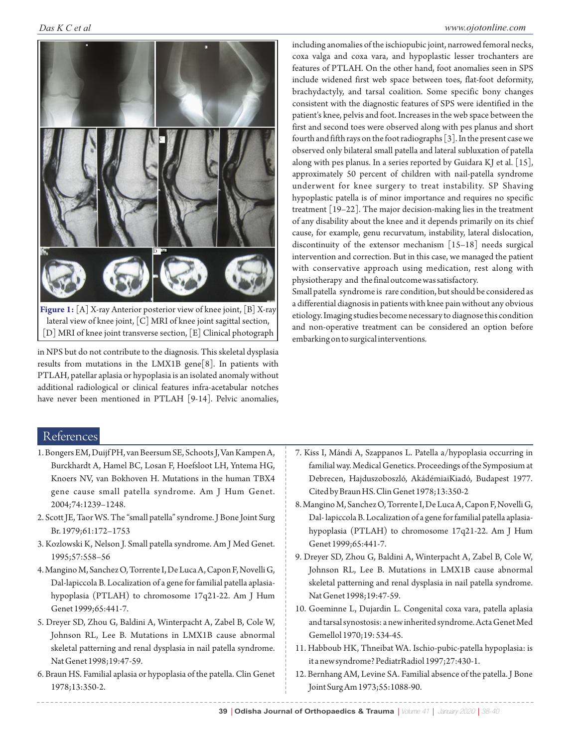Figure 1: [A] X-ray Anterior posterior view of knee joint, [B] X-ray lateral view of knee joint, [C] MRI of knee joint sagittal section, [D] MRI of knee joint transverse section, [E] Clinical photograph

in NPS but do not contribute to the diagnosis. This skeletal dysplasia results from mutations in the LMX1B gene[8]. In patients with PTLAH, patellar aplasia or hypoplasia is an isolated anomaly without additional radiological or clinical features infra-acetabular notches have never been mentioned in PTLAH [9-14]. Pelvic anomalies, including anomalies of the ischiopubic joint, narrowed femoral necks, coxa valga and coxa vara, and hypoplastic lesser trochanters are features of PTLAH. On the other hand, foot anomalies seen in SPS include widened first web space between toes, flat-foot deformity, brachydactyly, and tarsal coalition. Some specific bony changes consistent with the diagnostic features of SPS were identified in the patient's knee, pelvis and foot. Increases in the web space between the first and second toes were observed along with pes planus and short fourth and fifth rays on the foot radiographs [3]. In the present case we observed only bilateral small patella and lateral subluxation of patella along with pes planus. In a series reported by Guidara KJ et al. [15], approximately 50 percent of children with nail-patella syndrome underwent for knee surgery to treat instability. SP Shaving hypoplastic patella is of minor importance and requires no specific treatment [19–22]. The major decision-making lies in the treatment of any disability about the knee and it depends primarily on its chief cause, for example, genu recurvatum, instability, lateral dislocation, discontinuity of the extensor mechanism [15–18] needs surgical intervention and correction. But in this case, we managed the patient with conservative approach using medication, rest along with physiotherapy and the final outcome was satisfactory.

Small patella syndrome is rare condition, but should be considered as a differential diagnosis in patients with knee pain without any obvious etiology. Imaging studies become necessary to diagnose this condition and non-operative treatment can be considered an option before embarking onto surgical interventions.

## References

1. Bongers EM, Duijf PH, van Beersum SE, Schoots J, Van Kampen A, Burckhardt A, Hamel BC, Losan F, Hoefsloot LH, Yntema HG, Knoers NV, van Bokhoven H. Mutations in the human TBX4 gene cause small patella syndrome. Am J Hum Genet. 2004;74:1239–1248.
2. Scott JE, Taor WS. The "small patella" syndrome. J Bone Joint Surg Br. 1979;61:172–1753
3. Kozlowski K, Nelson J. Small patella syndrome. Am J Med Genet. 1995;57:558–56
4. Mangino M, Sanchez O, Torrente I, De Luca A, Capon F, Novelli G, Dal-lapiccola B. Localization of a gene for familial patella aplasia-hypoplasia (PTLAH) to chromosome 17q21-22. Am J Hum Genet 1999;65:441-7.
5. Dreyer SD, Zhou G, Baldini A, Winterpacht A, Zabel B, Cole W, Johnson RL, Lee B. Mutations in LMX1B cause abnormal skeletal patterning and renal dysplasia in nail patella syndrome. Nat Genet 1998;19:47-59.
6. Braun HS. Familial aplasia or hypoplasia of the patella. Clin Genet 1978;13:350-2.
7. Kiss I, Mándi A, Szappanos L. Patella a/hypoplasia occurring in familial way. Medical Genetics. Proceedings of the Symposium at Debrecen, Hajduszoboszló, AkádémiaiKiadó, Budapest 1977. Cited by Braun HS. Clin Genet 1978;13:350-2
8. Mangino M, Sanchez O, Torrente I, De Luca A, Capon F, Novelli G, Dal- lapiccola B. Localization of a gene for familial patella aplasia-hypoplasia (PTLAH) to chromosome 17q21-22. Am J Hum Genet 1999;65:441-7.
9. Dreyer SD, Zhou G, Baldini A, Winterpacht A, Zabel B, Cole W, Johnson RL, Lee B. Mutations in LMX1B cause abnormal skeletal patterning and renal dysplasia in nail patella syndrome. Nat Genet 1998;19:47-59.
10. Goeminne L, Dujardin L. Congenital coxa vara, patella aplasia and tarsal synostosis: a new inherited syndrome. Acta Genet Med Gemellol 1970;19: 534-45.
11. Habboub HK, Thneibat WA. Ischio-pubic-patella hypoplasia: is it a new syndrome? PediatrRadiol 1997;27:430-1.
12. Bernhang AM, Levine SA. Familial absence of the patella. J Bone Joint Surg Am 1973;55:1088-90.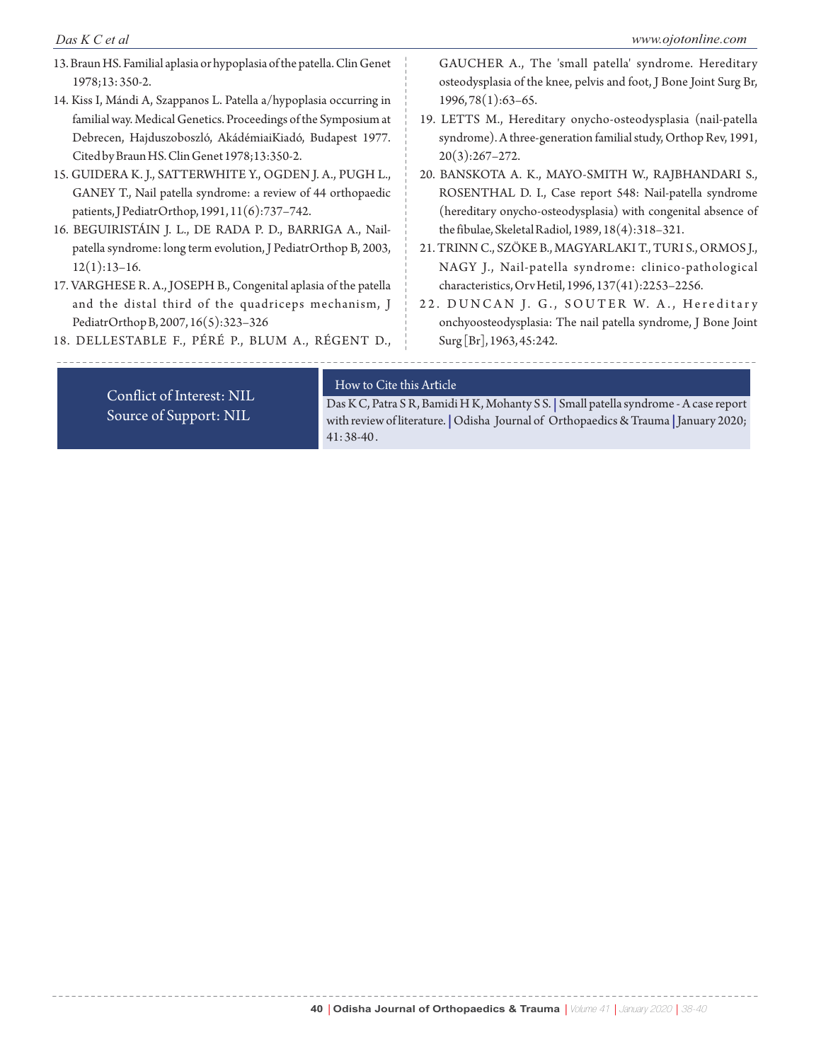13. Braun HS. Familial aplasia or hypoplasia of the patella. Clin Genet 1978;13: 350-2.
14. Kiss I, Mándi A, Szappanos L. Patella a/hypoplasia occurring in familial way. Medical Genetics. Proceedings of the Symposium at Debrecen, Hajduszoboszló, AkádémiaiKiadó, Budapest 1977. Cited by Braun HS. Clin Genet 1978;13:350-2.
15. GUIDERA K. J., SATTERWHITE Y., OGDEN J. A., PUGH L., GANEY T., Nail patella syndrome: a review of 44 orthopaedic patients, J PediatrOrthop, 1991, 11(6):737–742.
16. BEGUIRISTÁIN J. L., DE RADA P. D., BARRIGA A., Nail-patella syndrome: long term evolution, J PediatrOrthop B, 2003, 12(1):13–16.
17. VARGHESE R. A., JOSEPH B., Congenital aplasia of the patella and the distal third of the quadriceps mechanism, J PediatrOrthop B, 2007, 16(5):323–326
18. DELLESTABLE F., PÉRÉ P., BLUM A., RÉGENT D., GAUCHER A., The 'small patella' syndrome. Hereditary osteodysplasia of the knee, pelvis and foot, J Bone Joint Surg Br, 1996, 78(1):63–65.
19. LETTS M., Hereditary onycho-osteodysplasia (nail-patella syndrome). A three-generation familial study, Orthop Rev, 1991, 20(3):267–272.
20. BANSKOTA A. K., MAYO-SMITH W., RAJBHANDARI S., ROSENTHAL D. I., Case report 548: Nail-patella syndrome (hereditary onycho-osteodysplasia) with congenital absence of the fibulae, Skeletal Radiol, 1989, 18(4):318–321.
21. TRINN C., SZÖKE B., MAGYARLAKI T., TURI S., ORMOS J., NAGY J., Nail-patella syndrome: clinico-pathological characteristics, Orv Hetil, 1996, 137(41):2253–2256.
22. DUNCAN J. G., SOUTER W. A., Hereditary onchyoosteodysplasia: The nail patella syndrome, J Bone Joint Surg [Br], 1963, 45:242.

Conflict of Interest: NIL
Source of Support: NIL

**How to Cite this Article**

Das K C, Patra S R, Bamidi H K, Mohanty S S. | Small patella syndrome - A case report with review of literature. | Odisha Journal of Orthopaedics & Trauma | January 2020; 41: 38-40.